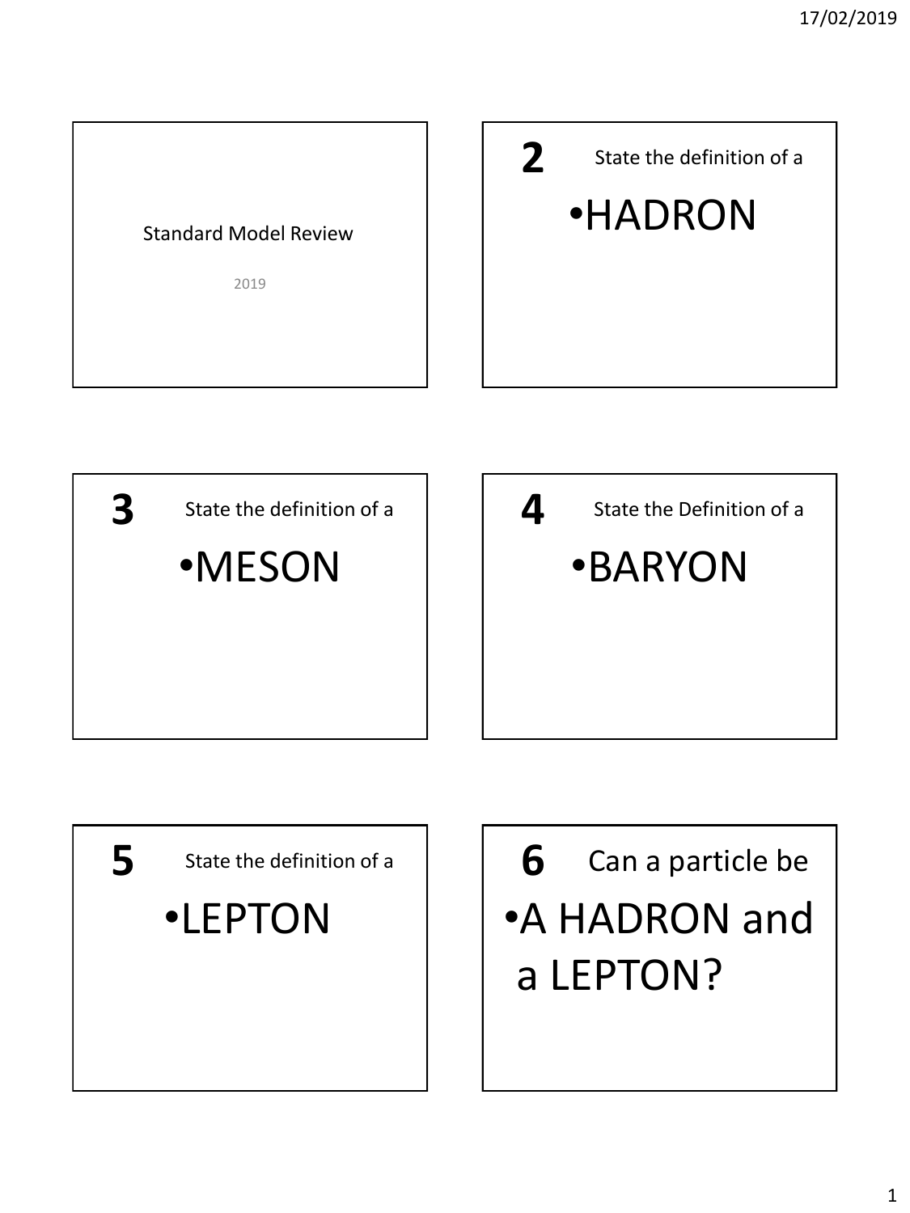Standard Model Review

2019

**2** State the definition of a

- HADRON

**3** State the definition of a

- MESON

**4** State the Definition of a

- BARYON

**5** State the definition of a

- LEPTON

**6** Can a particle be

- A HADRON and a LEPTON?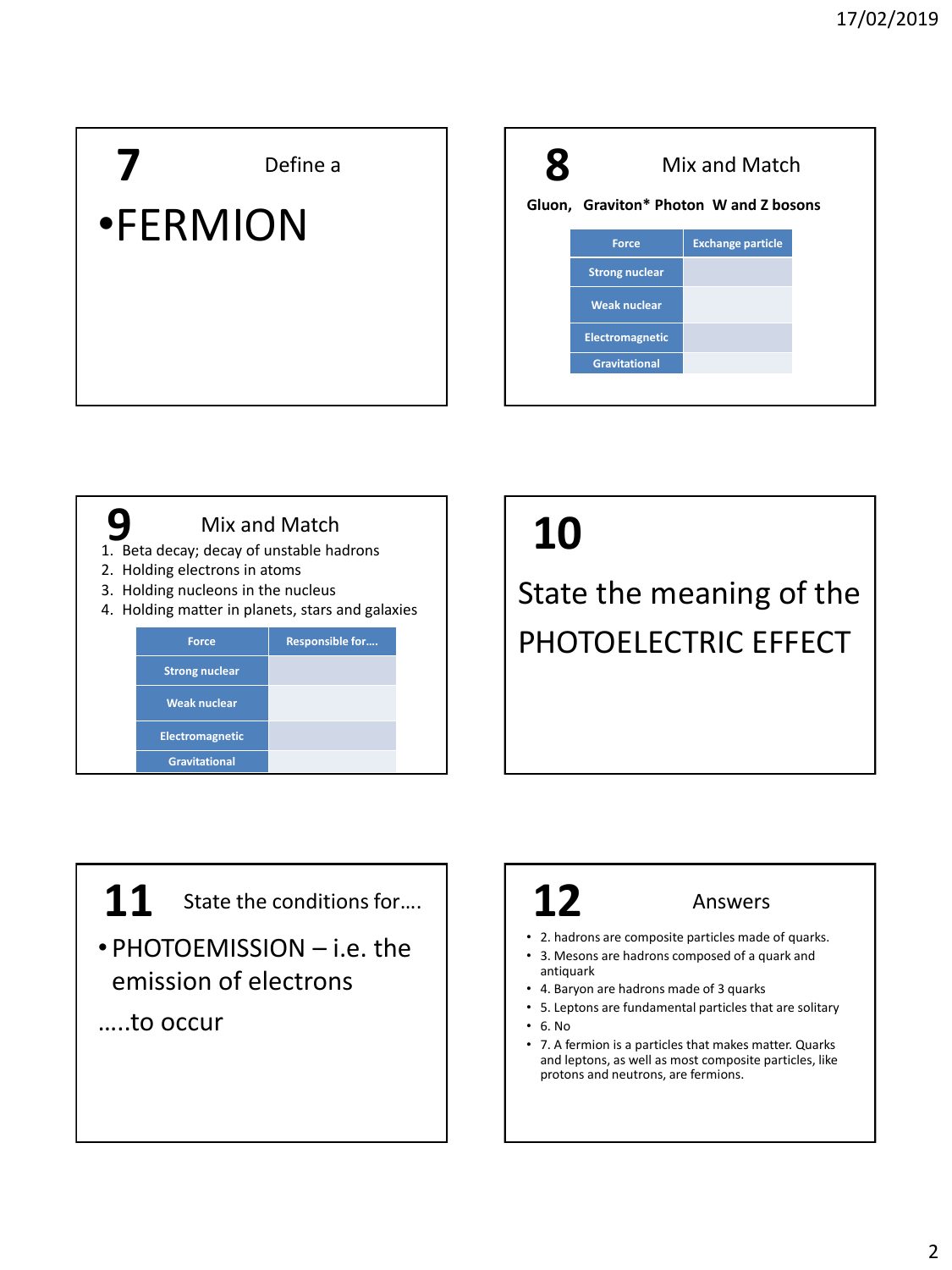## 7

Define a

- FERMION

## 8

Mix and Match

**Gluon, Graviton* Photon W and Z bosons**

| Force | Exchange particle |
|---|---|
| Strong nuclear | |
| Weak nuclear | |
| Electromagnetic | |
| Gravitational | |

## 9

Mix and Match

1. Beta decay; decay of unstable hadrons
2. Holding electrons in atoms
3. Holding nucleons in the nucleus
4. Holding matter in planets, stars and galaxies

| Force | Responsible for…. |
|---|---|
| Strong nuclear | |
| Weak nuclear | |
| Electromagnetic | |
| Gravitational | |

## 10

State the meaning of the PHOTOELECTRIC EFFECT

## 11

State the conditions for….

- PHOTOEMISSION – i.e. the emission of electrons

…..to occur

## 12

Answers

- 2. hadrons are composite particles made of quarks.
- 3. Mesons are hadrons composed of a quark and antiquark
- 4. Baryon are hadrons made of 3 quarks
- 5. Leptons are fundamental particles that are solitary
- 6. No
- 7. A fermion is a particles that makes matter. Quarks and leptons, as well as most composite particles, like protons and neutrons, are fermions.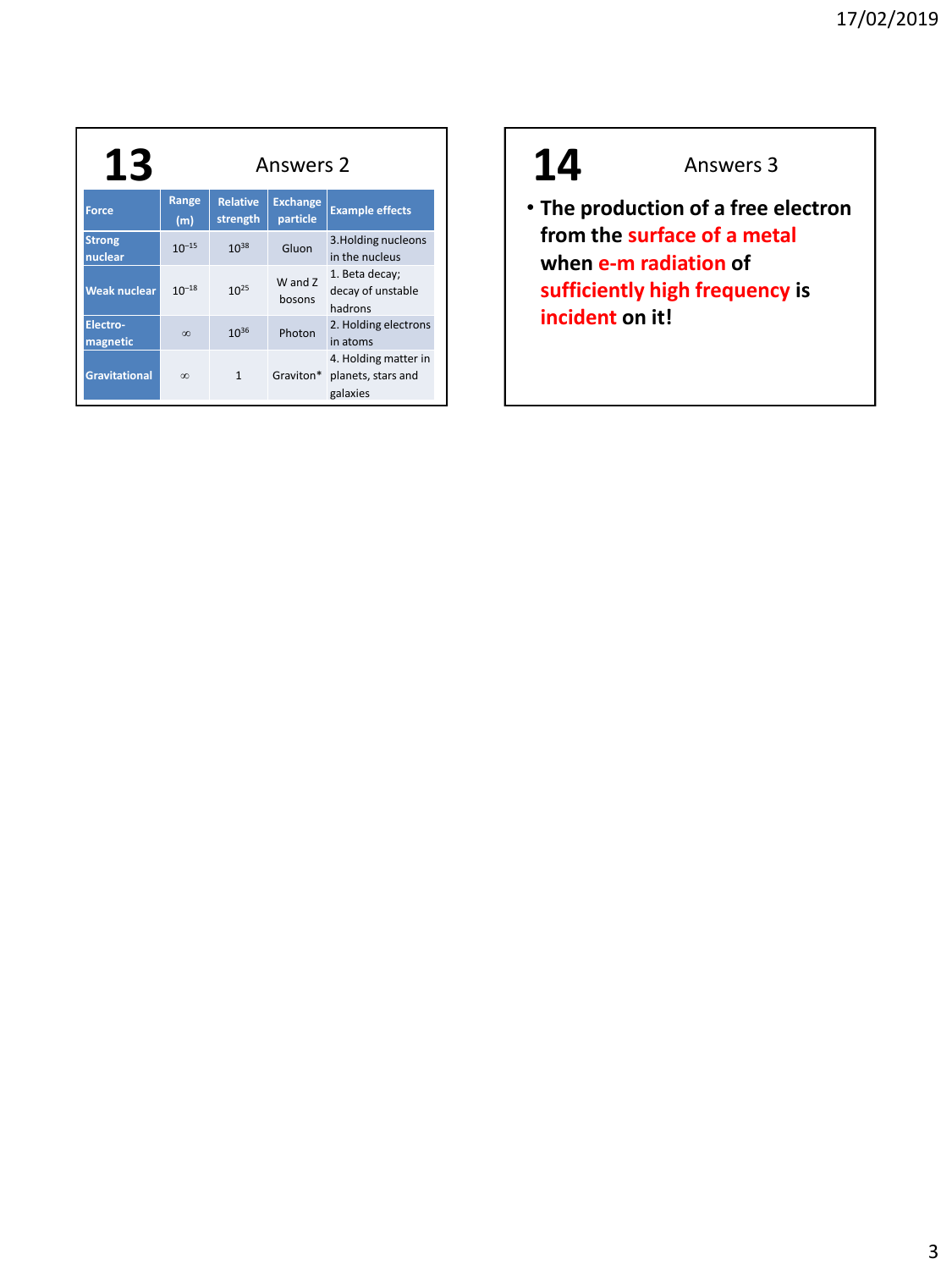## 13 Answers 2

| Force | Range (m) | Relative strength | Exchange particle | Example effects |
|---|---|---|---|---|
| Strong nuclear | $10^{-15}$ | $10^{38}$ | Gluon | 3.Holding nucleons in the nucleus |
| Weak nuclear | $10^{-18}$ | $10^{25}$ | W and Z bosons | 1. Beta decay; decay of unstable hadrons |
| Electro-magnetic | $\infty$ | $10^{36}$ | Photon | 2. Holding electrons in atoms |
| Gravitational | $\infty$ | 1 | Graviton* | 4. Holding matter in planets, stars and galaxies |

## 14 Answers 3

- **The production of a free electron from the surface of a metal when e-m radiation of sufficiently high frequency is incident on it!**